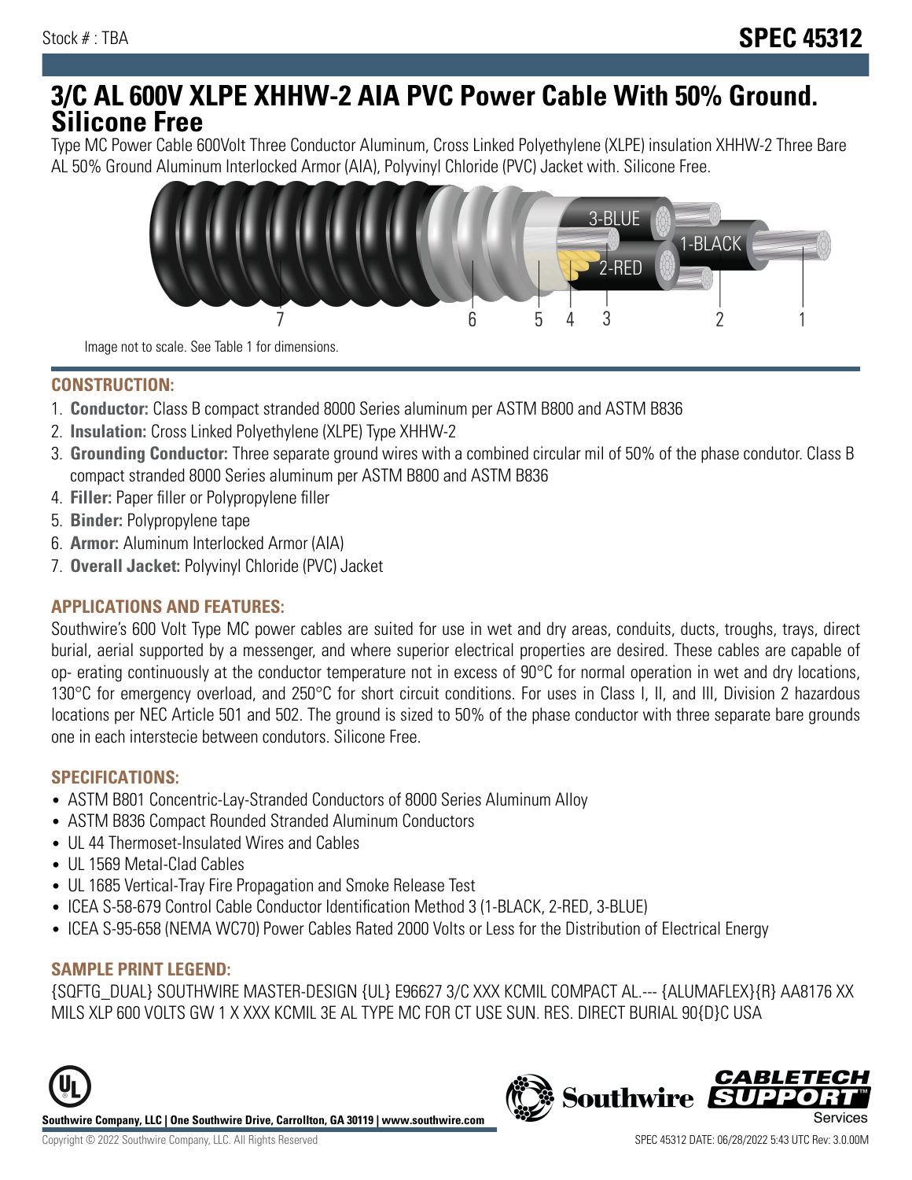Stock # : TBA

# SPEC 45312

# 3/C AL 600V XLPE XHHW-2 AIA PVC Power Cable With 50% Ground. Silicone Free

Type MC Power Cable 600Volt Three Conductor Aluminum, Cross Linked Polyethylene (XLPE) insulation XHHW-2 Three Bare AL 50% Ground Aluminum Interlocked Armor (AIA), Polyvinyl Chloride (PVC) Jacket with. Silicone Free.

Image not to scale. See Table 1 for dimensions.

## CONSTRUCTION:

1. **Conductor:** Class B compact stranded 8000 Series aluminum per ASTM B800 and ASTM B836
2. **Insulation:** Cross Linked Polyethylene (XLPE) Type XHHW-2
3. **Grounding Conductor:** Three separate ground wires with a combined circular mil of 50% of the phase condutor. Class B compact stranded 8000 Series aluminum per ASTM B800 and ASTM B836
4. **Filler:** Paper filler or Polypropylene filler
5. **Binder:** Polypropylene tape
6. **Armor:** Aluminum Interlocked Armor (AIA)
7. **Overall Jacket:** Polyvinyl Chloride (PVC) Jacket

## APPLICATIONS AND FEATURES:

Southwire's 600 Volt Type MC power cables are suited for use in wet and dry areas, conduits, ducts, troughs, trays, direct burial, aerial supported by a messenger, and where superior electrical properties are desired. These cables are capable of op- erating continuously at the conductor temperature not in excess of 90°C for normal operation in wet and dry locations, 130°C for emergency overload, and 250°C for short circuit conditions. For uses in Class I, II, and III, Division 2 hazardous locations per NEC Article 501 and 502. The ground is sized to 50% of the phase conductor with three separate bare grounds one in each interstecie between condutors. Silicone Free.

## SPECIFICATIONS:

- ASTM B801 Concentric-Lay-Stranded Conductors of 8000 Series Aluminum Alloy
- ASTM B836 Compact Rounded Stranded Aluminum Conductors
- UL 44 Thermoset-Insulated Wires and Cables
- UL 1569 Metal-Clad Cables
- UL 1685 Vertical-Tray Fire Propagation and Smoke Release Test
- ICEA S-58-679 Control Cable Conductor Identification Method 3 (1-BLACK, 2-RED, 3-BLUE)
- ICEA S-95-658 (NEMA WC70) Power Cables Rated 2000 Volts or Less for the Distribution of Electrical Energy

## SAMPLE PRINT LEGEND:

{SQFTG_DUAL} SOUTHWIRE MASTER-DESIGN {UL} E96627 3/C XXX KCMIL COMPACT AL.--- {ALUMAFLEX}{R} AA8176 XX MILS XLP 600 VOLTS GW 1 X XXX KCMIL 3E AL TYPE MC FOR CT USE SUN. RES. DIRECT BURIAL 90{D}C USA

**Southwire Company, LLC | One Southwire Drive, Carrollton, GA 30119 | www.southwire.com**

Copyright © 2022 Southwire Company, LLC. All Rights Reserved

SPEC 45312 DATE: 06/28/2022 5:43 UTC Rev: 3.0.00M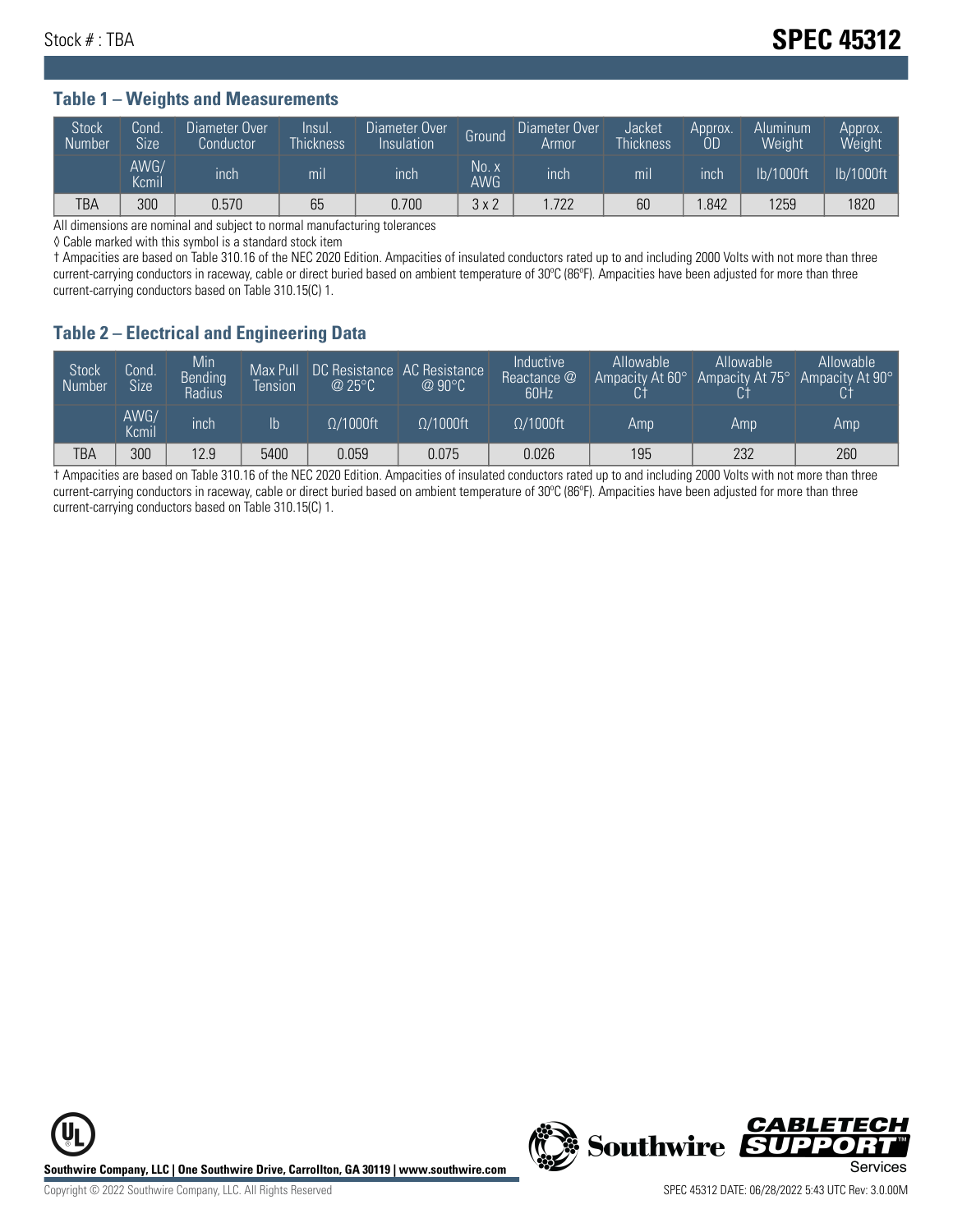Stock # : TBA

# SPEC 45312

## Table 1 – Weights and Measurements

| Stock Number | Cond. Size | Diameter Over Conductor | Insul. Thickness | Diameter Over Insulation | Ground | Diameter Over Armor | Jacket Thickness | Approx. OD | Aluminum Weight | Approx. Weight |
|---|---|---|---|---|---|---|---|---|---|---|
| | AWG/ Kcmil | inch | mil | inch | No. x AWG | inch | mil | inch | lb/1000ft | lb/1000ft |
| TBA | 300 | 0.570 | 65 | 0.700 | 3 x 2 | 1.722 | 60 | 1.842 | 1259 | 1820 |

All dimensions are nominal and subject to normal manufacturing tolerances

◊ Cable marked with this symbol is a standard stock item

† Ampacities are based on Table 310.16 of the NEC 2020 Edition. Ampacities of insulated conductors rated up to and including 2000 Volts with not more than three current-carrying conductors in raceway, cable or direct buried based on ambient temperature of 30ºC (86ºF). Ampacities have been adjusted for more than three current-carrying conductors based on Table 310.15(C) 1.

## Table 2 – Electrical and Engineering Data

| Stock Number | Cond. Size | Min Bending Radius | Max Pull Tension | DC Resistance @ 25°C | AC Resistance @ 90°C | Inductive Reactance @ 60Hz | Allowable Ampacity At 60° C† | Allowable Ampacity At 75° C† | Allowable Ampacity At 90° C† |
|---|---|---|---|---|---|---|---|---|---|
| | AWG/ Kcmil | inch | lb | Ω/1000ft | Ω/1000ft | Ω/1000ft | Amp | Amp | Amp |
| TBA | 300 | 12.9 | 5400 | 0.059 | 0.075 | 0.026 | 195 | 232 | 260 |

† Ampacities are based on Table 310.16 of the NEC 2020 Edition. Ampacities of insulated conductors rated up to and including 2000 Volts with not more than three current-carrying conductors in raceway, cable or direct buried based on ambient temperature of 30ºC (86ºF). Ampacities have been adjusted for more than three current-carrying conductors based on Table 310.15(C) 1.

**Southwire Company, LLC | One Southwire Drive, Carrollton, GA 30119 | www.southwire.com**

Copyright © 2022 Southwire Company, LLC. All Rights Reserved

SPEC 45312 DATE: 06/28/2022 5:43 UTC Rev: 3.0.00M